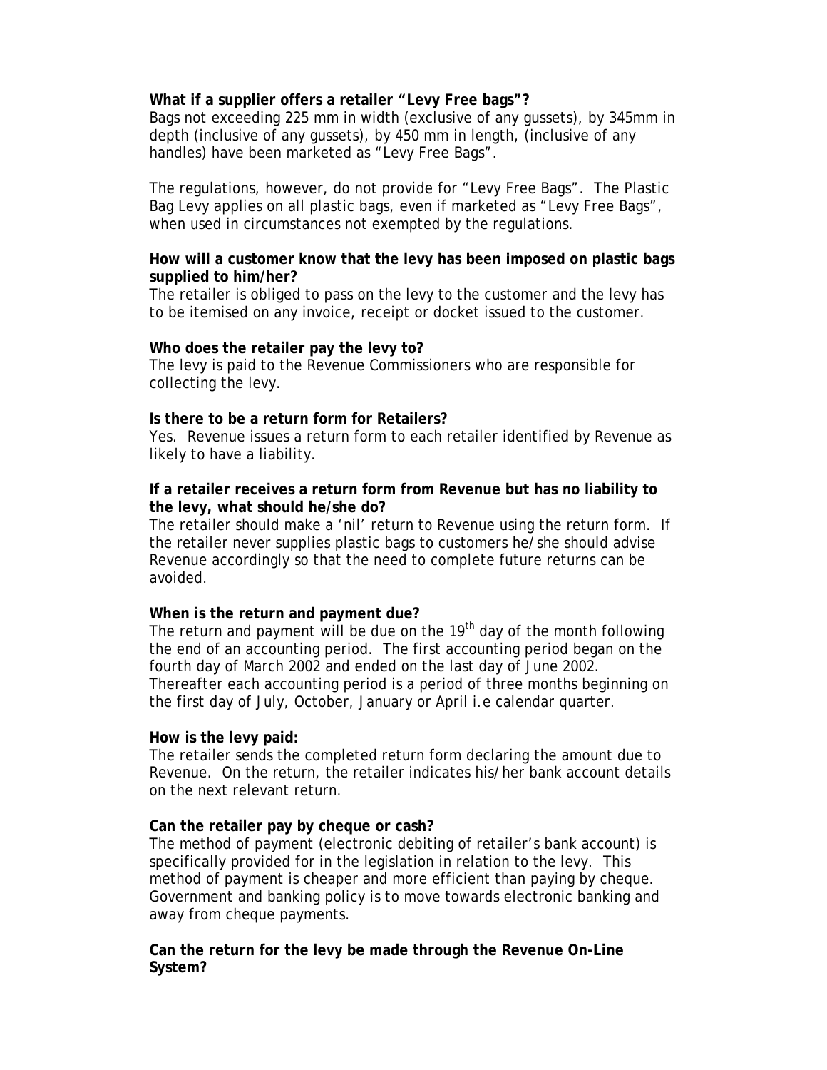**What if a supplier offers a retailer "Levy Free bags"?**

Bags not exceeding 225 mm in width (exclusive of any gussets), by 345mm in depth (inclusive of any gussets), by 450 mm in length, (inclusive of any handles) have been marketed as "Levy Free Bags".

The regulations, however, do not provide for "Levy Free Bags". The Plastic Bag Levy applies on all plastic bags, even if marketed as "Levy Free Bags", when used in circumstances not exempted by the regulations.

**How will a customer know that the levy has been imposed on plastic bags supplied to him/her?**

The retailer is obliged to pass on the levy to the customer and the levy has to be itemised on any invoice, receipt or docket issued to the customer.

**Who does the retailer pay the levy to?**

The levy is paid to the Revenue Commissioners who are responsible for collecting the levy.

**Is there to be a return form for Retailers?**

Yes. Revenue issues a return form to each retailer identified by Revenue as likely to have a liability.

**If a retailer receives a return form from Revenue but has no liability to the levy, what should he/she do?**

The retailer should make a 'nil' return to Revenue using the return form. If the retailer never supplies plastic bags to customers he/she should advise Revenue accordingly so that the need to complete future returns can be avoided.

**When is the return and payment due?**

The return and payment will be due on the 19th day of the month following the end of an accounting period. The first accounting period began on the fourth day of March 2002 and ended on the last day of June 2002. Thereafter each accounting period is a period of three months beginning on the first day of July, October, January or April i.e calendar quarter.

**How is the levy paid:**

The retailer sends the completed return form declaring the amount due to Revenue. On the return, the retailer indicates his/her bank account details on the next relevant return.

**Can the retailer pay by cheque or cash?**

The method of payment (electronic debiting of retailer's bank account) is specifically provided for in the legislation in relation to the levy. This method of payment is cheaper and more efficient than paying by cheque. Government and banking policy is to move towards electronic banking and away from cheque payments.

**Can the return for the levy be made through the Revenue On-Line System?**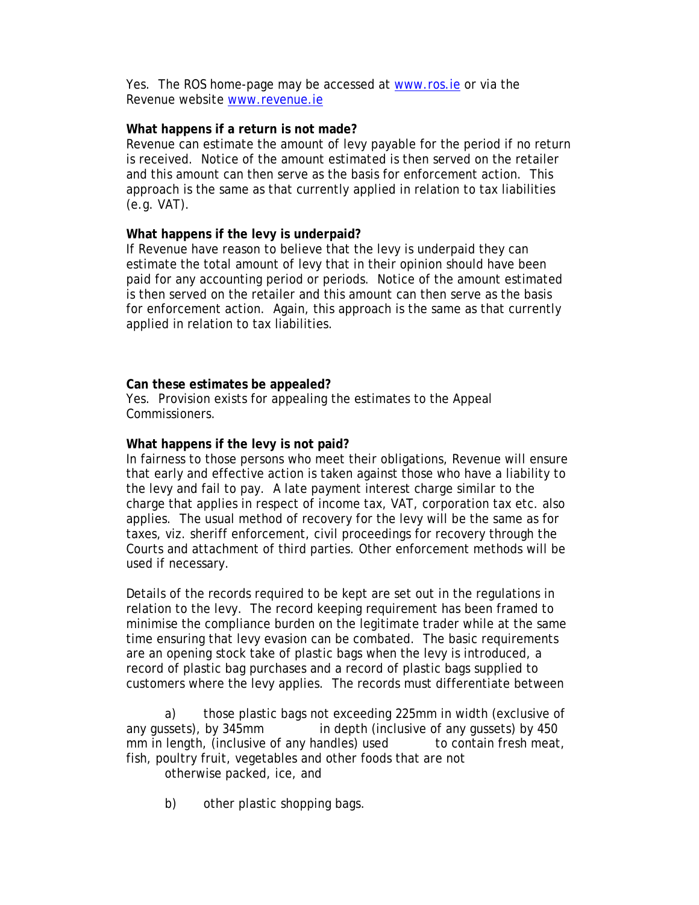Yes. The ROS home-page may be accessed at www.ros.ie or via the Revenue website www.revenue.ie

**What happens if a return is not made?**

Revenue can estimate the amount of levy payable for the period if no return is received. Notice of the amount estimated is then served on the retailer and this amount can then serve as the basis for enforcement action. This approach is the same as that currently applied in relation to tax liabilities (e.g. VAT).

**What happens if the levy is underpaid?**

If Revenue have reason to believe that the levy is underpaid they can estimate the total amount of levy that in their opinion should have been paid for any accounting period or periods. Notice of the amount estimated is then served on the retailer and this amount can then serve as the basis for enforcement action. Again, this approach is the same as that currently applied in relation to tax liabilities.

**Can these estimates be appealed?**

Yes. Provision exists for appealing the estimates to the Appeal Commissioners.

**What happens if the levy is not paid?**

In fairness to those persons who meet their obligations, Revenue will ensure that early and effective action is taken against those who have a liability to the levy and fail to pay. A late payment interest charge similar to the charge that applies in respect of income tax, VAT, corporation tax etc. also applies. The usual method of recovery for the levy will be the same as for taxes, viz. sheriff enforcement, civil proceedings for recovery through the Courts and attachment of third parties. Other enforcement methods will be used if necessary.

Details of the records required to be kept are set out in the regulations in relation to the levy. The record keeping requirement has been framed to minimise the compliance burden on the legitimate trader while at the same time ensuring that levy evasion can be combated. The basic requirements are an opening stock take of plastic bags when the levy is introduced, a record of plastic bag purchases and a record of plastic bags supplied to customers where the levy applies. The records must differentiate between

a) those plastic bags not exceeding 225mm in width (exclusive of any gussets), by 345mm in depth (inclusive of any gussets) by 450 mm in length, (inclusive of any handles) used to contain fresh meat, fish, poultry fruit, vegetables and other foods that are not otherwise packed, ice, and

b) other plastic shopping bags.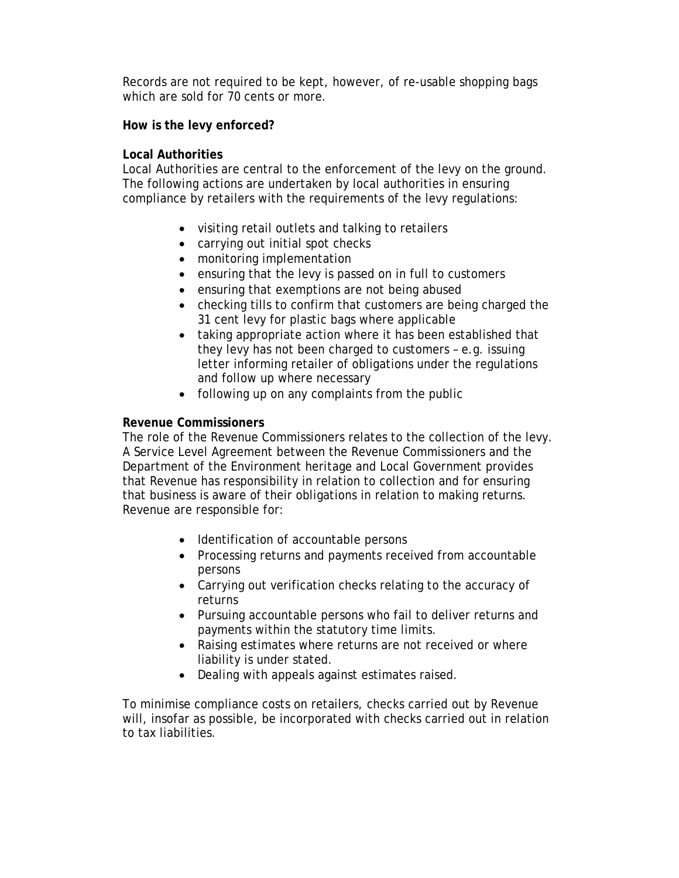Records are not required to be kept, however, of re-usable shopping bags which are sold for 70 cents or more.

**How is the levy enforced?**

**Local Authorities**

Local Authorities are central to the enforcement of the levy on the ground. The following actions are undertaken by local authorities in ensuring compliance by retailers with the requirements of the levy regulations:

- visiting retail outlets and talking to retailers
- carrying out initial spot checks
- monitoring implementation
- ensuring that the levy is passed on in full to customers
- ensuring that exemptions are not being abused
- checking tills to confirm that customers are being charged the 31 cent levy for plastic bags where applicable
- taking appropriate action where it has been established that they levy has not been charged to customers – e.g. issuing letter informing retailer of obligations under the regulations and follow up where necessary
- following up on any complaints from the public

**Revenue Commissioners**

The role of the Revenue Commissioners relates to the collection of the levy. A Service Level Agreement between the Revenue Commissioners and the Department of the Environment heritage and Local Government provides that Revenue has responsibility in relation to collection and for ensuring that business is aware of their obligations in relation to making returns. Revenue are responsible for:

- Identification of accountable persons
- Processing returns and payments received from accountable persons
- Carrying out verification checks relating to the accuracy of returns
- Pursuing accountable persons who fail to deliver returns and payments within the statutory time limits.
- Raising estimates where returns are not received or where liability is under stated.
- Dealing with appeals against estimates raised.

To minimise compliance costs on retailers, checks carried out by Revenue will, insofar as possible, be incorporated with checks carried out in relation to tax liabilities.